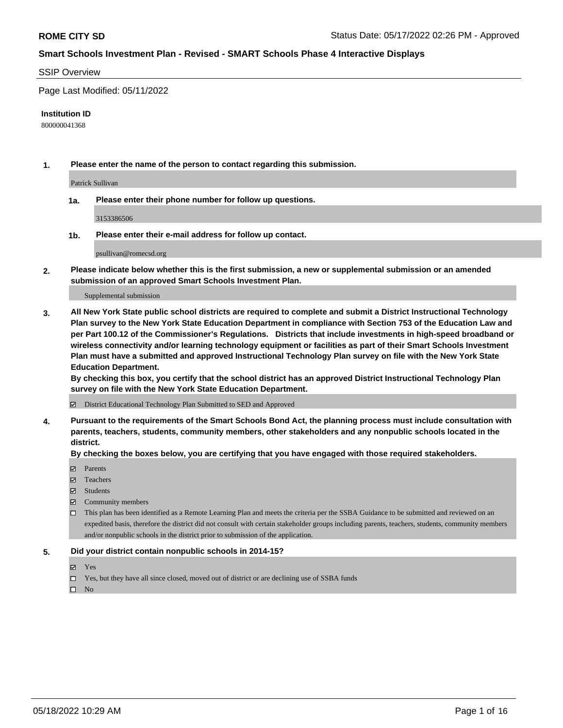**ROME CITY SD** Status Date: 05/17/2022 02:26 PM - Approved

## Smart Schools Investment Plan - Revised - SMART Schools Phase 4 Interactive Displays

SSIP Overview

Page Last Modified: 05/11/2022

**Institution ID**

800000041368

1. **Please enter the name of the person to contact regarding this submission.**

   Patrick Sullivan

   1a. **Please enter their phone number for follow up questions.**

   3153386506

   1b. **Please enter their e-mail address for follow up contact.**

   psullivan@romecsd.org

2. **Please indicate below whether this is the first submission, a new or supplemental submission or an amended submission of an approved Smart Schools Investment Plan.**

   Supplemental submission

3. **All New York State public school districts are required to complete and submit a District Instructional Technology Plan survey to the New York State Education Department in compliance with Section 753 of the Education Law and per Part 100.12 of the Commissioner's Regulations. Districts that include investments in high-speed broadband or wireless connectivity and/or learning technology equipment or facilities as part of their Smart Schools Investment Plan must have a submitted and approved Instructional Technology Plan survey on file with the New York State Education Department.**
   **By checking this box, you certify that the school district has an approved District Instructional Technology Plan survey on file with the New York State Education Department.**

   - [x] District Educational Technology Plan Submitted to SED and Approved

4. **Pursuant to the requirements of the Smart Schools Bond Act, the planning process must include consultation with parents, teachers, students, community members, other stakeholders and any nonpublic schools located in the district.**
   **By checking the boxes below, you are certifying that you have engaged with those required stakeholders.**

   - [x] Parents
   - [x] Teachers
   - [x] Students
   - [x] Community members
   - [ ] This plan has been identified as a Remote Learning Plan and meets the criteria per the SSBA Guidance to be submitted and reviewed on an expedited basis, therefore the district did not consult with certain stakeholder groups including parents, teachers, students, community members and/or nonpublic schools in the district prior to submission of the application.

5. **Did your district contain nonpublic schools in 2014-15?**

   - [x] Yes
   - [ ] Yes, but they have all since closed, moved out of district or are declining use of SSBA funds
   - [ ] No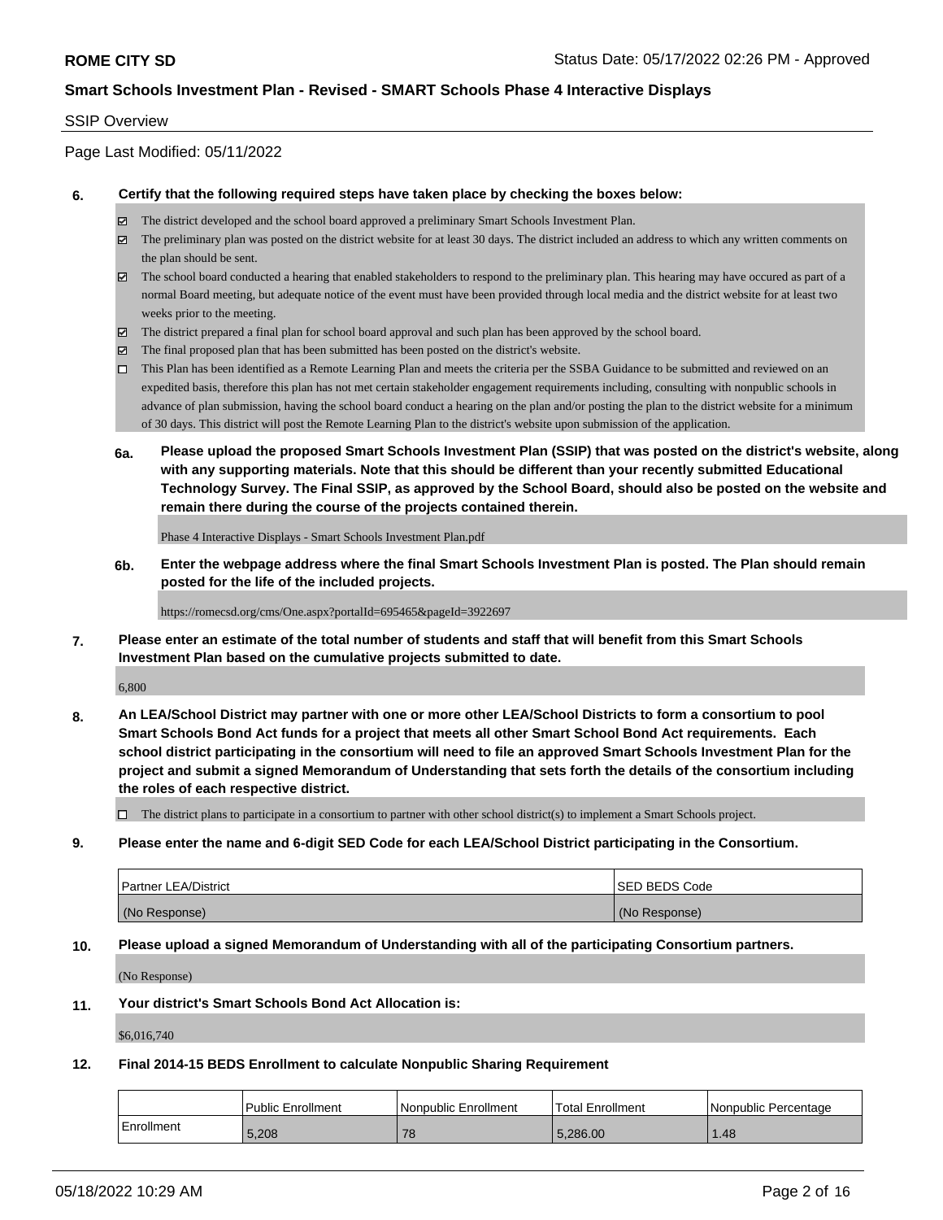**ROME CITY SD** Status Date: 05/17/2022 02:26 PM - Approved

## Smart Schools Investment Plan - Revised - SMART Schools Phase 4 Interactive Displays

SSIP Overview

Page Last Modified: 05/11/2022

**6. Certify that the following required steps have taken place by checking the boxes below:**

- ☑ The district developed and the school board approved a preliminary Smart Schools Investment Plan.
- ☑ The preliminary plan was posted on the district website for at least 30 days. The district included an address to which any written comments on the plan should be sent.
- ☑ The school board conducted a hearing that enabled stakeholders to respond to the preliminary plan. This hearing may have occured as part of a normal Board meeting, but adequate notice of the event must have been provided through local media and the district website for at least two weeks prior to the meeting.
- ☑ The district prepared a final plan for school board approval and such plan has been approved by the school board.
- ☑ The final proposed plan that has been submitted has been posted on the district's website.
- ☐ This Plan has been identified as a Remote Learning Plan and meets the criteria per the SSBA Guidance to be submitted and reviewed on an expedited basis, therefore this plan has not met certain stakeholder engagement requirements including, consulting with nonpublic schools in advance of plan submission, having the school board conduct a hearing on the plan and/or posting the plan to the district website for a minimum of 30 days. This district will post the Remote Learning Plan to the district's website upon submission of the application.

**6a. Please upload the proposed Smart Schools Investment Plan (SSIP) that was posted on the district's website, along with any supporting materials. Note that this should be different than your recently submitted Educational Technology Survey. The Final SSIP, as approved by the School Board, should also be posted on the website and remain there during the course of the projects contained therein.**

Phase 4 Interactive Displays - Smart Schools Investment Plan.pdf

**6b. Enter the webpage address where the final Smart Schools Investment Plan is posted. The Plan should remain posted for the life of the included projects.**

https://romecsd.org/cms/One.aspx?portalId=695465&pageId=3922697

**7. Please enter an estimate of the total number of students and staff that will benefit from this Smart Schools Investment Plan based on the cumulative projects submitted to date.**

6,800

**8. An LEA/School District may partner with one or more other LEA/School Districts to form a consortium to pool Smart Schools Bond Act funds for a project that meets all other Smart School Bond Act requirements. Each school district participating in the consortium will need to file an approved Smart Schools Investment Plan for the project and submit a signed Memorandum of Understanding that sets forth the details of the consortium including the roles of each respective district.**

- ☐ The district plans to participate in a consortium to partner with other school district(s) to implement a Smart Schools project.

**9. Please enter the name and 6-digit SED Code for each LEA/School District participating in the Consortium.**

| Partner LEA/District | SED BEDS Code |
|---|---|
| (No Response) | (No Response) |

**10. Please upload a signed Memorandum of Understanding with all of the participating Consortium partners.**

(No Response)

**11. Your district's Smart Schools Bond Act Allocation is:**

$6,016,740

**12. Final 2014-15 BEDS Enrollment to calculate Nonpublic Sharing Requirement**

| | Public Enrollment | Nonpublic Enrollment | Total Enrollment | Nonpublic Percentage |
|---|---|---|---|---|
| Enrollment | 5,208 | 78 | 5,286.00 | 1.48 |

05/18/2022 10:29 AM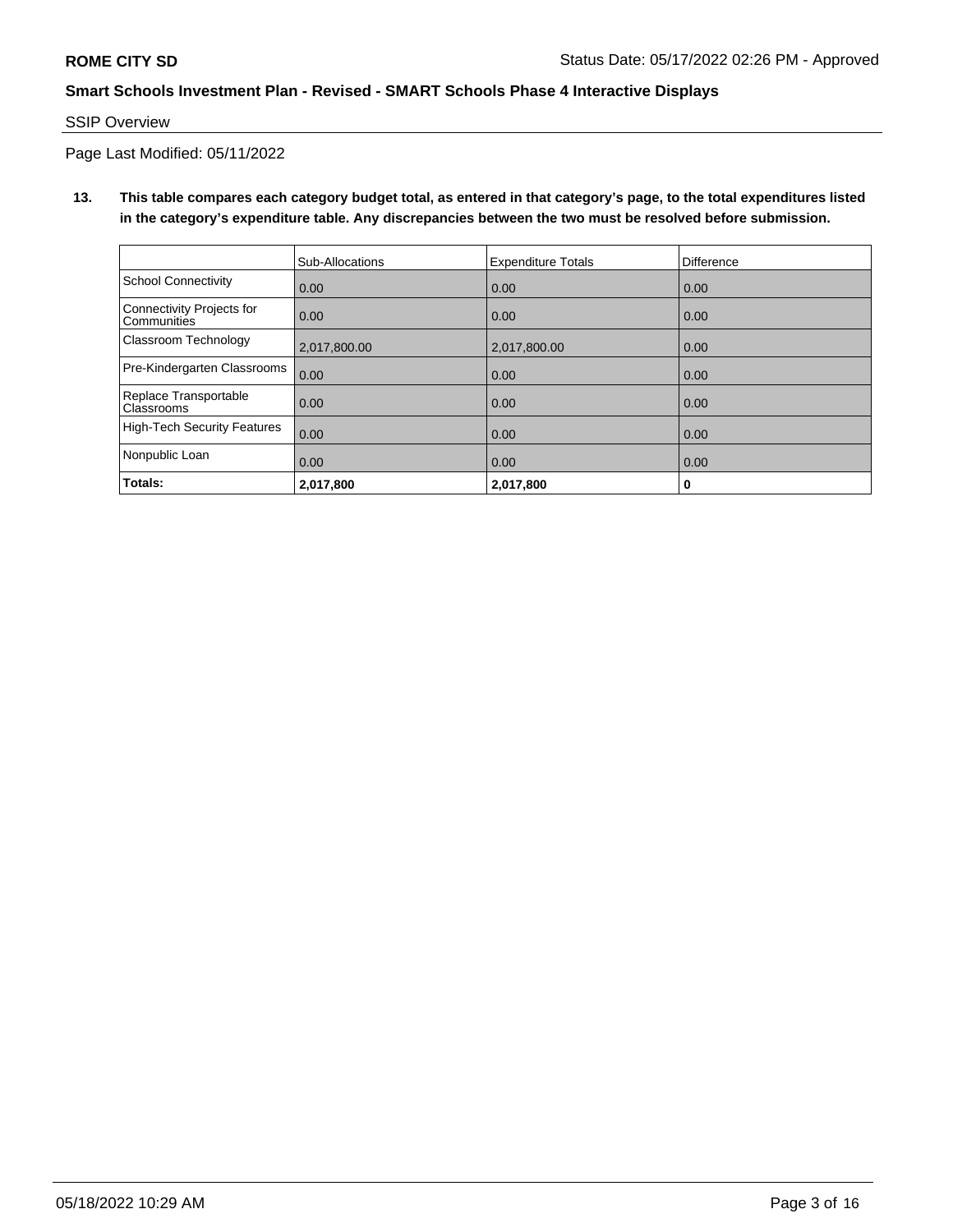**ROME CITY SD** Status Date: 05/17/2022 02:26 PM - Approved

**Smart Schools Investment Plan - Revised - SMART Schools Phase 4 Interactive Displays**

SSIP Overview

Page Last Modified: 05/11/2022

**13. This table compares each category budget total, as entered in that category's page, to the total expenditures listed in the category's expenditure table. Any discrepancies between the two must be resolved before submission.**

| | Sub-Allocations | Expenditure Totals | Difference |
|---|---|---|---|
| School Connectivity | 0.00 | 0.00 | 0.00 |
| Connectivity Projects for Communities | 0.00 | 0.00 | 0.00 |
| Classroom Technology | 2,017,800.00 | 2,017,800.00 | 0.00 |
| Pre-Kindergarten Classrooms | 0.00 | 0.00 | 0.00 |
| Replace Transportable Classrooms | 0.00 | 0.00 | 0.00 |
| High-Tech Security Features | 0.00 | 0.00 | 0.00 |
| Nonpublic Loan | 0.00 | 0.00 | 0.00 |
| **Totals:** | **2,017,800** | **2,017,800** | **0** |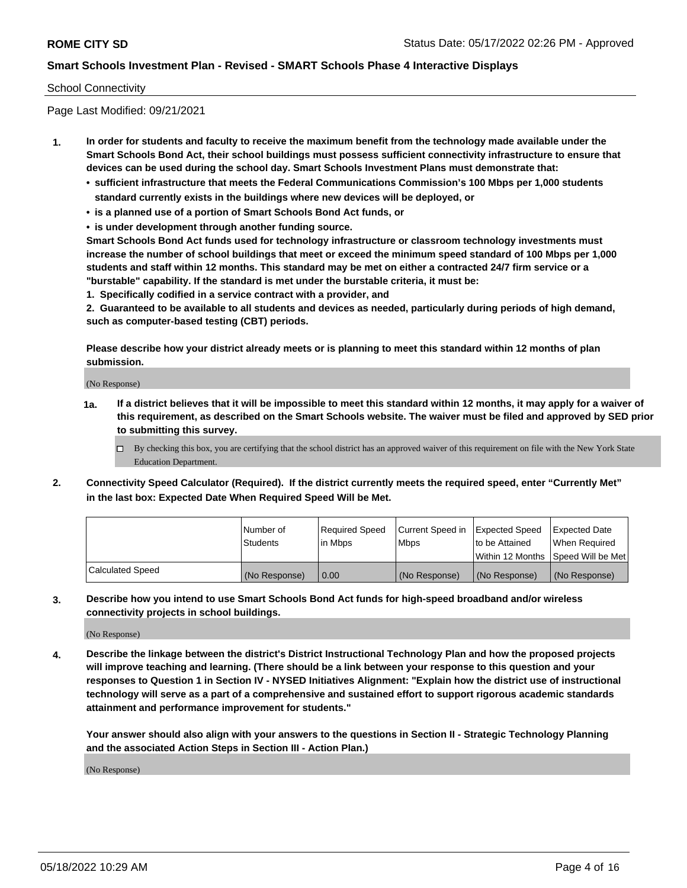School Connectivity

Page Last Modified: 09/21/2021

**1. In order for students and faculty to receive the maximum benefit from the technology made available under the Smart Schools Bond Act, their school buildings must possess sufficient connectivity infrastructure to ensure that devices can be used during the school day. Smart Schools Investment Plans must demonstrate that:**

- **sufficient infrastructure that meets the Federal Communications Commission's 100 Mbps per 1,000 students standard currently exists in the buildings where new devices will be deployed, or**
- **is a planned use of a portion of Smart Schools Bond Act funds, or**
- **is under development through another funding source.**

**Smart Schools Bond Act funds used for technology infrastructure or classroom technology investments must increase the number of school buildings that meet or exceed the minimum speed standard of 100 Mbps per 1,000 students and staff within 12 months. This standard may be met on either a contracted 24/7 firm service or a "burstable" capability. If the standard is met under the burstable criteria, it must be:**

**1. Specifically codified in a service contract with a provider, and**

**2. Guaranteed to be available to all students and devices as needed, particularly during periods of high demand, such as computer-based testing (CBT) periods.**

**Please describe how your district already meets or is planning to meet this standard within 12 months of plan submission.**

(No Response)

**1a. If a district believes that it will be impossible to meet this standard within 12 months, it may apply for a waiver of this requirement, as described on the Smart Schools website. The waiver must be filed and approved by SED prior to submitting this survey.**

☐ By checking this box, you are certifying that the school district has an approved waiver of this requirement on file with the New York State Education Department.

**2. Connectivity Speed Calculator (Required). If the district currently meets the required speed, enter "Currently Met" in the last box: Expected Date When Required Speed Will be Met.**

| | Number of Students | Required Speed in Mbps | Current Speed in Mbps | Expected Speed to be Attained Within 12 Months | Expected Date When Required Speed Will be Met |
|---|---|---|---|---|---|
| Calculated Speed | (No Response) | 0.00 | (No Response) | (No Response) | (No Response) |

**3. Describe how you intend to use Smart Schools Bond Act funds for high-speed broadband and/or wireless connectivity projects in school buildings.**

(No Response)

**4. Describe the linkage between the district's District Instructional Technology Plan and how the proposed projects will improve teaching and learning. (There should be a link between your response to this question and your responses to Question 1 in Section IV - NYSED Initiatives Alignment: "Explain how the district use of instructional technology will serve as a part of a comprehensive and sustained effort to support rigorous academic standards attainment and performance improvement for students."**

**Your answer should also align with your answers to the questions in Section II - Strategic Technology Planning and the associated Action Steps in Section III - Action Plan.)**

(No Response)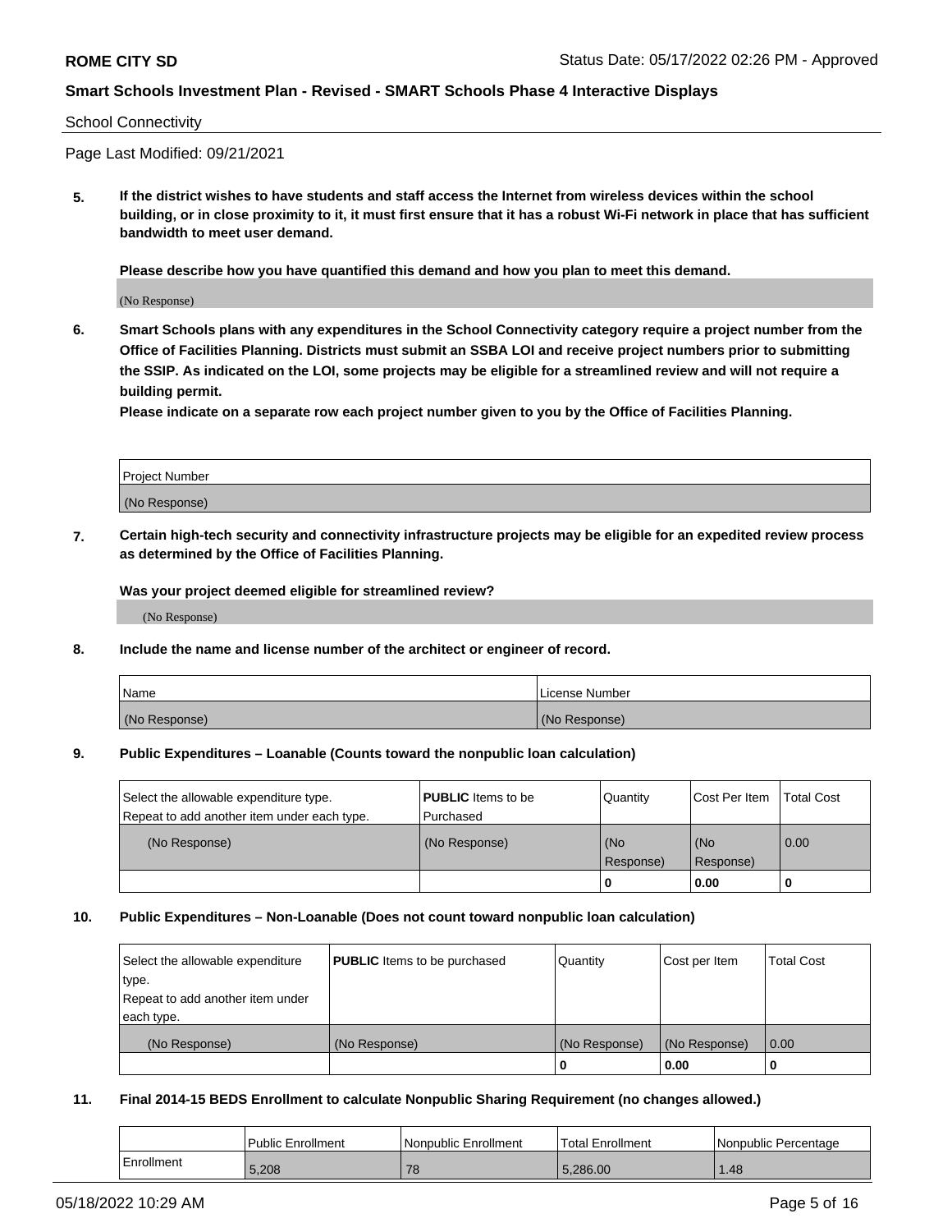School Connectivity

Page Last Modified: 09/21/2021

**5. If the district wishes to have students and staff access the Internet from wireless devices within the school building, or in close proximity to it, it must first ensure that it has a robust Wi-Fi network in place that has sufficient bandwidth to meet user demand.**

**Please describe how you have quantified this demand and how you plan to meet this demand.**

(No Response)

**6. Smart Schools plans with any expenditures in the School Connectivity category require a project number from the Office of Facilities Planning. Districts must submit an SSBA LOI and receive project numbers prior to submitting the SSIP. As indicated on the LOI, some projects may be eligible for a streamlined review and will not require a building permit.**
**Please indicate on a separate row each project number given to you by the Office of Facilities Planning.**

| Project Number |
| --- |
| (No Response) |

**7. Certain high-tech security and connectivity infrastructure projects may be eligible for an expedited review process as determined by the Office of Facilities Planning.**

**Was your project deemed eligible for streamlined review?**

(No Response)

**8. Include the name and license number of the architect or engineer of record.**

| Name | License Number |
| --- | --- |
| (No Response) | (No Response) |

**9. Public Expenditures – Loanable (Counts toward the nonpublic loan calculation)**

| Select the allowable expenditure type. Repeat to add another item under each type. | **PUBLIC** Items to be Purchased | Quantity | Cost Per Item | Total Cost |
| --- | --- | --- | --- | --- |
| (No Response) | (No Response) | (No Response) | (No Response) | 0.00 |
| | | 0 | 0.00 | 0 |

**10. Public Expenditures – Non-Loanable (Does not count toward nonpublic loan calculation)**

| Select the allowable expenditure type. Repeat to add another item under each type. | **PUBLIC** Items to be purchased | Quantity | Cost per Item | Total Cost |
| --- | --- | --- | --- | --- |
| (No Response) | (No Response) | (No Response) | (No Response) | 0.00 |
| | | 0 | 0.00 | 0 |

**11. Final 2014-15 BEDS Enrollment to calculate Nonpublic Sharing Requirement (no changes allowed.)**

| | Public Enrollment | Nonpublic Enrollment | Total Enrollment | Nonpublic Percentage |
| --- | --- | --- | --- | --- |
| Enrollment | 5,208 | 78 | 5,286.00 | 1.48 |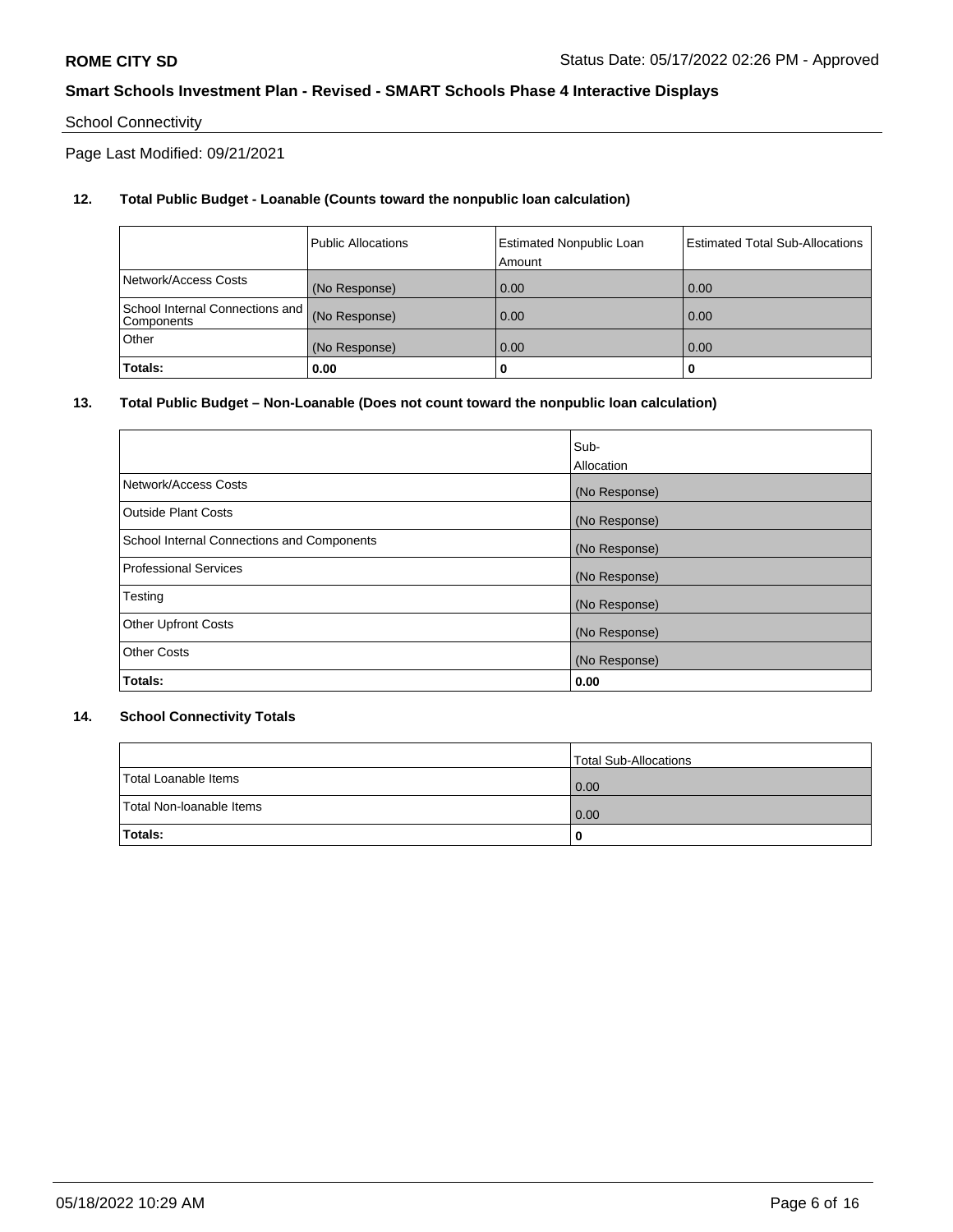School Connectivity

Page Last Modified: 09/21/2021

**12. Total Public Budget - Loanable (Counts toward the nonpublic loan calculation)**

| | Public Allocations | Estimated Nonpublic Loan Amount | Estimated Total Sub-Allocations |
|---|---|---|---|
| Network/Access Costs | (No Response) | 0.00 | 0.00 |
| School Internal Connections and Components | (No Response) | 0.00 | 0.00 |
| Other | (No Response) | 0.00 | 0.00 |
| **Totals:** | **0.00** | **0** | **0** |

**13. Total Public Budget – Non-Loanable (Does not count toward the nonpublic loan calculation)**

| | Sub-Allocation |
|---|---|
| Network/Access Costs | (No Response) |
| Outside Plant Costs | (No Response) |
| School Internal Connections and Components | (No Response) |
| Professional Services | (No Response) |
| Testing | (No Response) |
| Other Upfront Costs | (No Response) |
| Other Costs | (No Response) |
| **Totals:** | **0.00** |

**14. School Connectivity Totals**

| | Total Sub-Allocations |
|---|---|
| Total Loanable Items | 0.00 |
| Total Non-loanable Items | 0.00 |
| **Totals:** | **0** |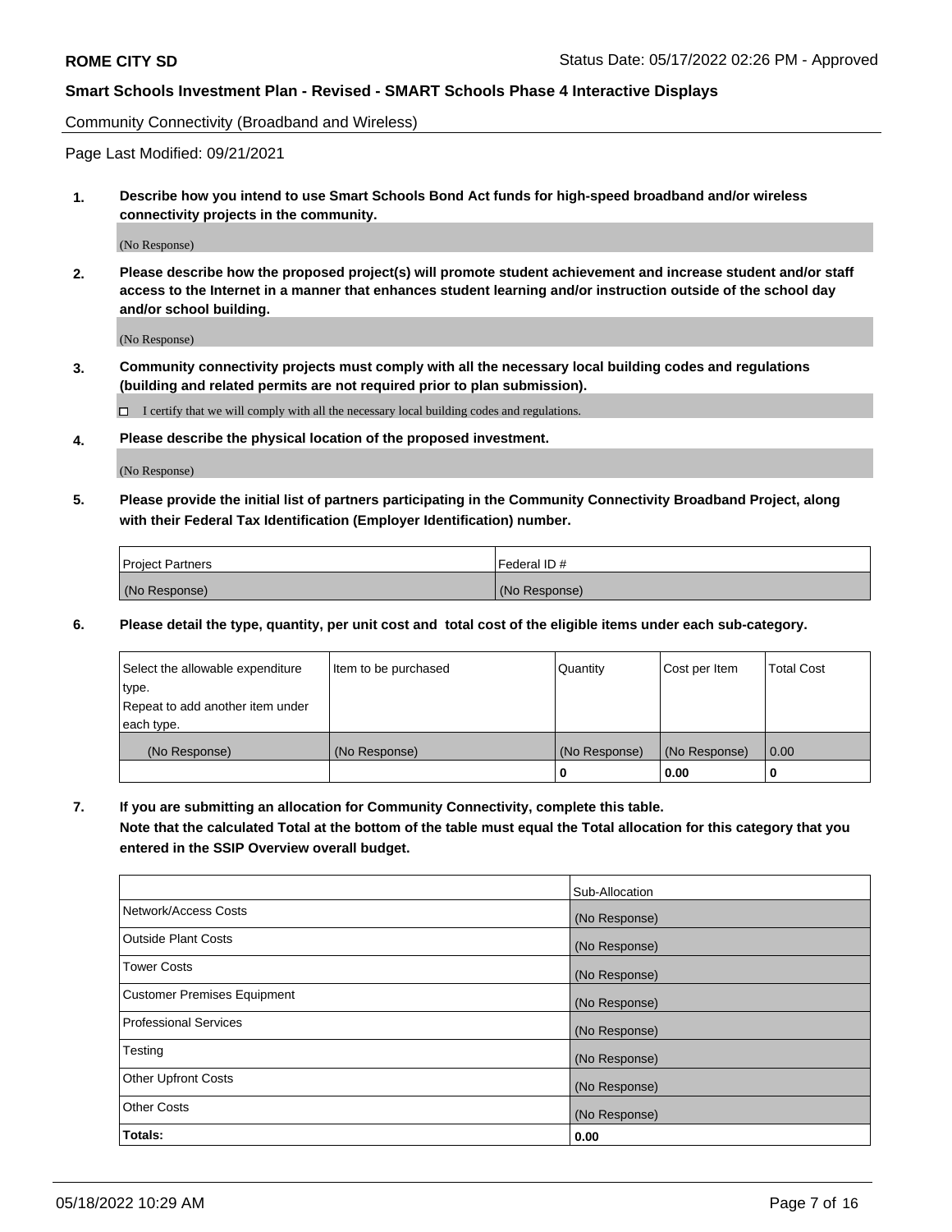Community Connectivity (Broadband and Wireless)

Page Last Modified: 09/21/2021

**1. Describe how you intend to use Smart Schools Bond Act funds for high-speed broadband and/or wireless connectivity projects in the community.**

(No Response)

**2. Please describe how the proposed project(s) will promote student achievement and increase student and/or staff access to the Internet in a manner that enhances student learning and/or instruction outside of the school day and/or school building.**

(No Response)

**3. Community connectivity projects must comply with all the necessary local building codes and regulations (building and related permits are not required prior to plan submission).**

☐ I certify that we will comply with all the necessary local building codes and regulations.

**4. Please describe the physical location of the proposed investment.**

(No Response)

**5. Please provide the initial list of partners participating in the Community Connectivity Broadband Project, along with their Federal Tax Identification (Employer Identification) number.**

| Project Partners | Federal ID # |
|---|---|
| (No Response) | (No Response) |

**6. Please detail the type, quantity, per unit cost and total cost of the eligible items under each sub-category.**

| Select the allowable expenditure type. Repeat to add another item under each type. | Item to be purchased | Quantity | Cost per Item | Total Cost |
|---|---|---|---|---|
| (No Response) | (No Response) | (No Response) | (No Response) | 0.00 |
| | | **0** | **0.00** | **0** |

**7. If you are submitting an allocation for Community Connectivity, complete this table. Note that the calculated Total at the bottom of the table must equal the Total allocation for this category that you entered in the SSIP Overview overall budget.**

| | Sub-Allocation |
|---|---|
| Network/Access Costs | (No Response) |
| Outside Plant Costs | (No Response) |
| Tower Costs | (No Response) |
| Customer Premises Equipment | (No Response) |
| Professional Services | (No Response) |
| Testing | (No Response) |
| Other Upfront Costs | (No Response) |
| Other Costs | (No Response) |
| **Totals:** | **0.00** |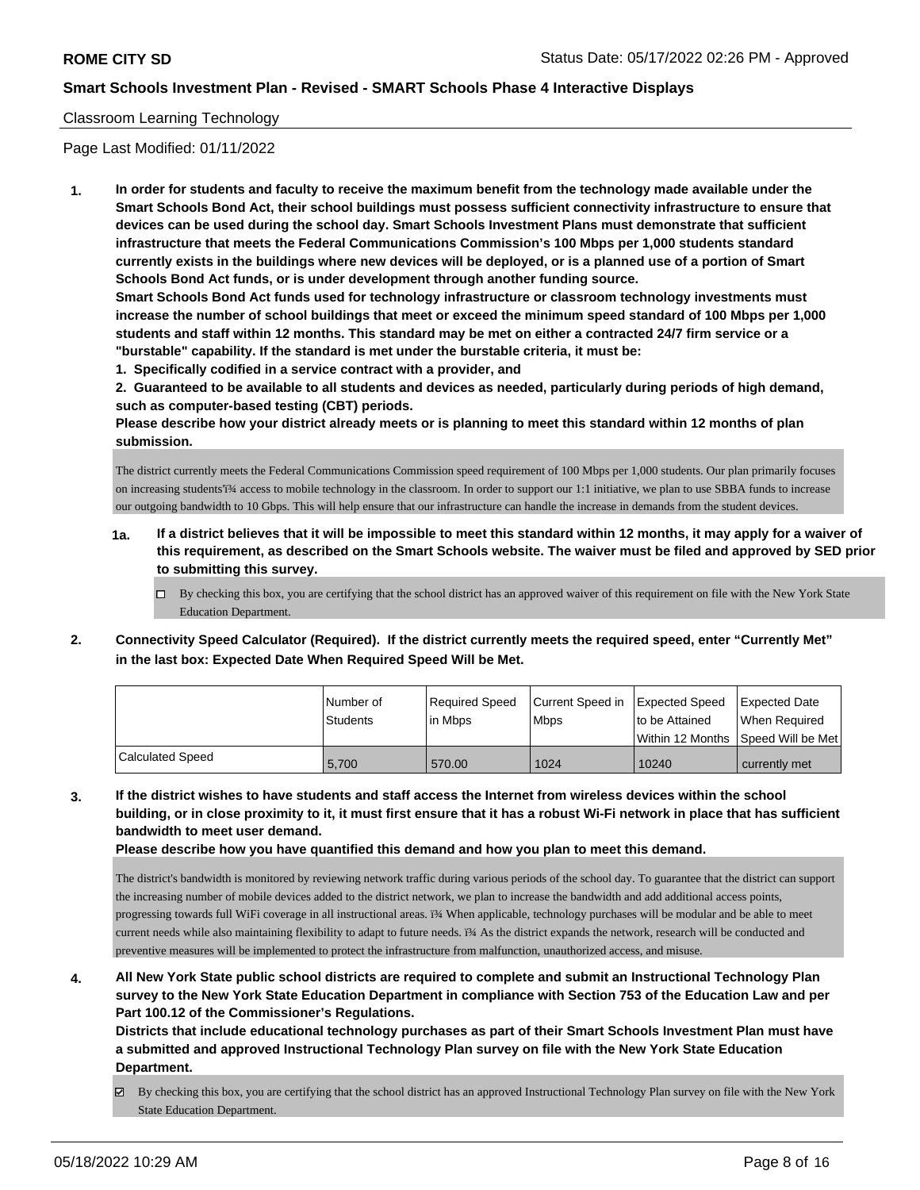Classroom Learning Technology

Page Last Modified: 01/11/2022

**1. In order for students and faculty to receive the maximum benefit from the technology made available under the Smart Schools Bond Act, their school buildings must possess sufficient connectivity infrastructure to ensure that devices can be used during the school day. Smart Schools Investment Plans must demonstrate that sufficient infrastructure that meets the Federal Communications Commission's 100 Mbps per 1,000 students standard currently exists in the buildings where new devices will be deployed, or is a planned use of a portion of Smart Schools Bond Act funds, or is under development through another funding source.**

**Smart Schools Bond Act funds used for technology infrastructure or classroom technology investments must increase the number of school buildings that meet or exceed the minimum speed standard of 100 Mbps per 1,000 students and staff within 12 months. This standard may be met on either a contracted 24/7 firm service or a "burstable" capability. If the standard is met under the burstable criteria, it must be:**

**1. Specifically codified in a service contract with a provider, and**

**2. Guaranteed to be available to all students and devices as needed, particularly during periods of high demand, such as computer-based testing (CBT) periods.**

**Please describe how your district already meets or is planning to meet this standard within 12 months of plan submission.**

The district currently meets the Federal Communications Commission speed requirement of 100 Mbps per 1,000 students. Our plan primarily focuses on increasing students'ï¾ access to mobile technology in the classroom. In order to support our 1:1 initiative, we plan to use SBBA funds to increase our outgoing bandwidth to 10 Gbps. This will help ensure that our infrastructure can handle the increase in demands from the student devices.

**1a. If a district believes that it will be impossible to meet this standard within 12 months, it may apply for a waiver of this requirement, as described on the Smart Schools website. The waiver must be filed and approved by SED prior to submitting this survey.**

☐ By checking this box, you are certifying that the school district has an approved waiver of this requirement on file with the New York State Education Department.

**2. Connectivity Speed Calculator (Required). If the district currently meets the required speed, enter "Currently Met" in the last box: Expected Date When Required Speed Will be Met.**

| | Number of Students | Required Speed in Mbps | Current Speed in Mbps | Expected Speed to be Attained Within 12 Months | Expected Date When Required Speed Will be Met |
|---|---|---|---|---|---|
| Calculated Speed | 5,700 | 570.00 | 1024 | 10240 | currently met |

**3. If the district wishes to have students and staff access the Internet from wireless devices within the school building, or in close proximity to it, it must first ensure that it has a robust Wi-Fi network in place that has sufficient bandwidth to meet user demand.**

**Please describe how you have quantified this demand and how you plan to meet this demand.**

The district's bandwidth is monitored by reviewing network traffic during various periods of the school day. To guarantee that the district can support the increasing number of mobile devices added to the district network, we plan to increase the bandwidth and add additional access points, progressing towards full WiFi coverage in all instructional areas. ï¾ When applicable, technology purchases will be modular and be able to meet current needs while also maintaining flexibility to adapt to future needs. ï¾ As the district expands the network, research will be conducted and preventive measures will be implemented to protect the infrastructure from malfunction, unauthorized access, and misuse.

**4. All New York State public school districts are required to complete and submit an Instructional Technology Plan survey to the New York State Education Department in compliance with Section 753 of the Education Law and per Part 100.12 of the Commissioner's Regulations.**

**Districts that include educational technology purchases as part of their Smart Schools Investment Plan must have a submitted and approved Instructional Technology Plan survey on file with the New York State Education Department.**

☑ By checking this box, you are certifying that the school district has an approved Instructional Technology Plan survey on file with the New York State Education Department.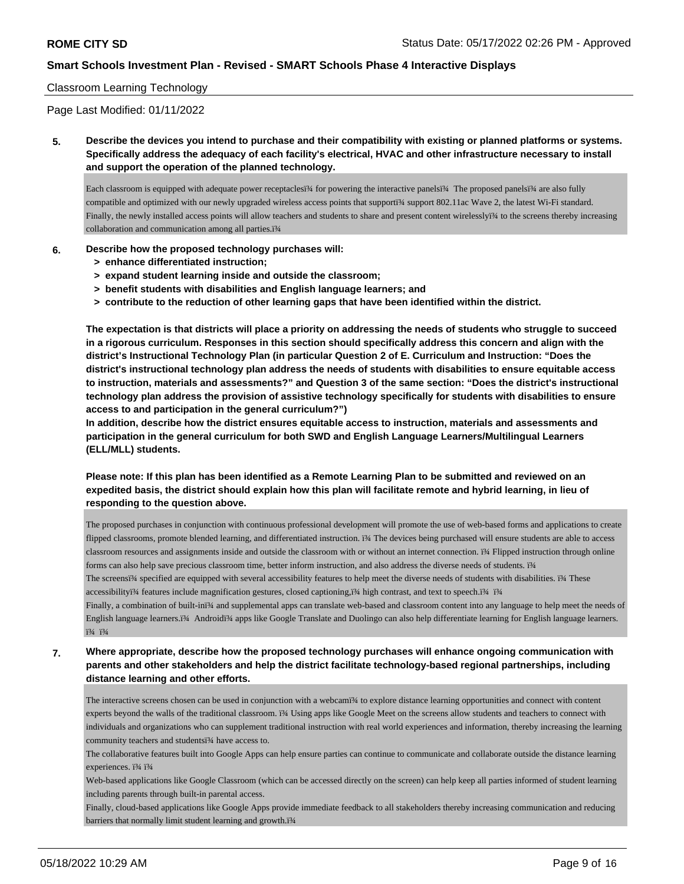Classroom Learning Technology

Page Last Modified: 01/11/2022

**5. Describe the devices you intend to purchase and their compatibility with existing or planned platforms or systems. Specifically address the adequacy of each facility's electrical, HVAC and other infrastructure necessary to install and support the operation of the planned technology.**

Each classroom is equipped with adequate power receptaclesï¾ for powering the interactive panelsï¾ The proposed panelsï¾ are also fully compatible and optimized with our newly upgraded wireless access points that supportï¾ support 802.11ac Wave 2, the latest Wi-Fi standard. Finally, the newly installed access points will allow teachers and students to share and present content wirelesslyï¾ to the screens thereby increasing collaboration and communication among all parties.ï¾

**6. Describe how the proposed technology purchases will:**

- **> enhance differentiated instruction;**
- **> expand student learning inside and outside the classroom;**
- **> benefit students with disabilities and English language learners; and**
- **> contribute to the reduction of other learning gaps that have been identified within the district.**

**The expectation is that districts will place a priority on addressing the needs of students who struggle to succeed in a rigorous curriculum. Responses in this section should specifically address this concern and align with the district's Instructional Technology Plan (in particular Question 2 of E. Curriculum and Instruction: "Does the district's instructional technology plan address the needs of students with disabilities to ensure equitable access to instruction, materials and assessments?" and Question 3 of the same section: "Does the district's instructional technology plan address the provision of assistive technology specifically for students with disabilities to ensure access to and participation in the general curriculum?")**

**In addition, describe how the district ensures equitable access to instruction, materials and assessments and participation in the general curriculum for both SWD and English Language Learners/Multilingual Learners (ELL/MLL) students.**

**Please note: If this plan has been identified as a Remote Learning Plan to be submitted and reviewed on an expedited basis, the district should explain how this plan will facilitate remote and hybrid learning, in lieu of responding to the question above.**

The proposed purchases in conjunction with continuous professional development will promote the use of web-based forms and applications to create flipped classrooms, promote blended learning, and differentiated instruction. ï¾ The devices being purchased will ensure students are able to access classroom resources and assignments inside and outside the classroom with or without an internet connection. ï¾ Flipped instruction through online forms can also help save precious classroom time, better inform instruction, and also address the diverse needs of students. ï¾
The screensï¾ specified are equipped with several accessibility features to help meet the diverse needs of students with disabilities. ï¾ These accessibilityï¾ features include magnification gestures, closed captioning,ï¾ high contrast, and text to speech.ï¾ ï¾
Finally, a combination of built-inï¾ and supplemental apps can translate web-based and classroom content into any language to help meet the needs of English language learners.ï¾ Androidï¾ apps like Google Translate and Duolingo can also help differentiate learning for English language learners. ï¾ ï¾

**7. Where appropriate, describe how the proposed technology purchases will enhance ongoing communication with parents and other stakeholders and help the district facilitate technology-based regional partnerships, including distance learning and other efforts.**

The interactive screens chosen can be used in conjunction with a webcamï¾ to explore distance learning opportunities and connect with content experts beyond the walls of the traditional classroom. ï¾ Using apps like Google Meet on the screens allow students and teachers to connect with individuals and organizations who can supplement traditional instruction with real world experiences and information, thereby increasing the learning community teachers and studentsï¾ have access to.
The collaborative features built into Google Apps can help ensure parties can continue to communicate and collaborate outside the distance learning experiences. ï¾ ï¾
Web-based applications like Google Classroom (which can be accessed directly on the screen) can help keep all parties informed of student learning including parents through built-in parental access.
Finally, cloud-based applications like Google Apps provide immediate feedback to all stakeholders thereby increasing communication and reducing barriers that normally limit student learning and growth.ï¾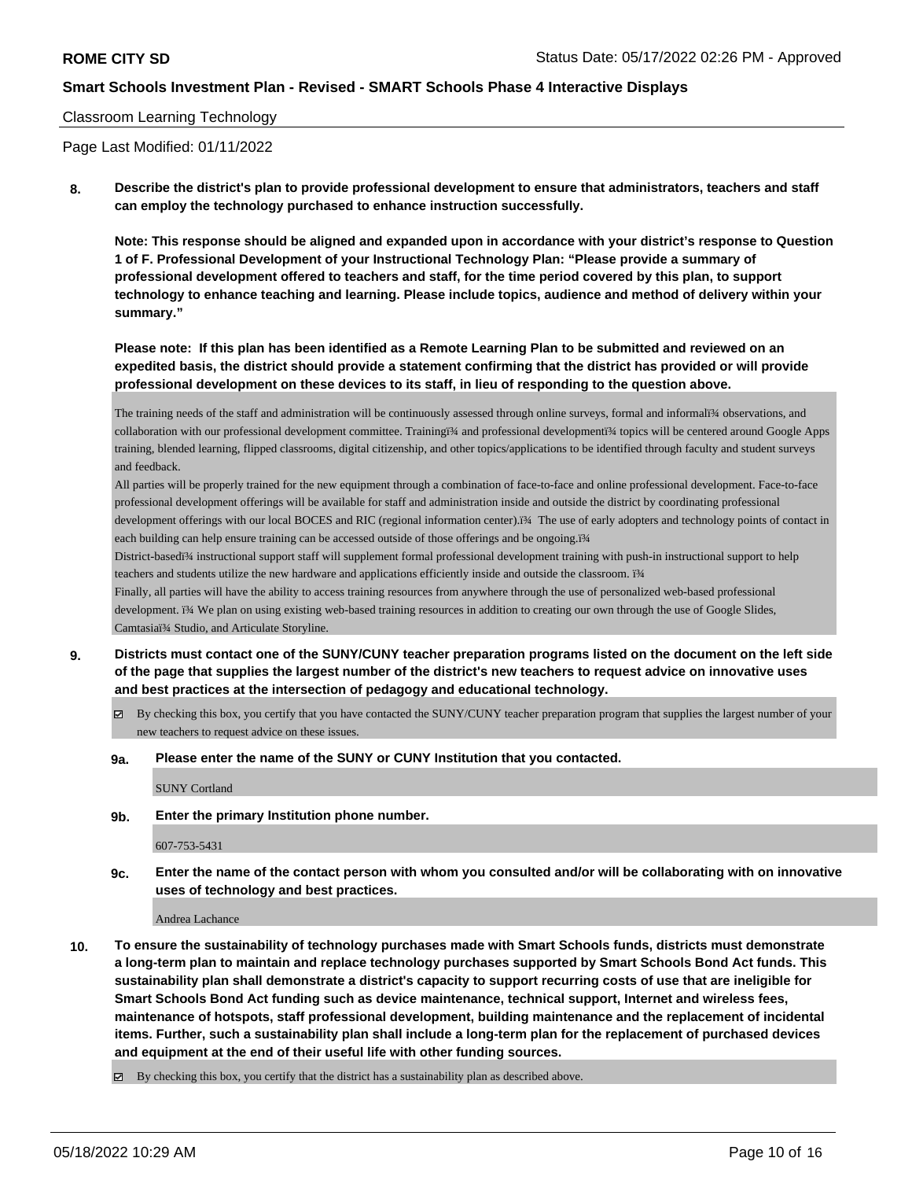Classroom Learning Technology

Page Last Modified: 01/11/2022

**8. Describe the district's plan to provide professional development to ensure that administrators, teachers and staff can employ the technology purchased to enhance instruction successfully.**

**Note: This response should be aligned and expanded upon in accordance with your district's response to Question 1 of F. Professional Development of your Instructional Technology Plan: "Please provide a summary of professional development offered to teachers and staff, for the time period covered by this plan, to support technology to enhance teaching and learning. Please include topics, audience and method of delivery within your summary."**

**Please note: If this plan has been identified as a Remote Learning Plan to be submitted and reviewed on an expedited basis, the district should provide a statement confirming that the district has provided or will provide professional development on these devices to its staff, in lieu of responding to the question above.**

The training needs of the staff and administration will be continuously assessed through online surveys, formal and informalï¾ observations, and collaboration with our professional development committee. Trainingï¾ and professional developmentï¾ topics will be centered around Google Apps training, blended learning, flipped classrooms, digital citizenship, and other topics/applications to be identified through faculty and student surveys and feedback.

All parties will be properly trained for the new equipment through a combination of face-to-face and online professional development. Face-to-face professional development offerings will be available for staff and administration inside and outside the district by coordinating professional development offerings with our local BOCES and RIC (regional information center).ï¾ The use of early adopters and technology points of contact in each building can help ensure training can be accessed outside of those offerings and be ongoing.ï¾

District-basedï¾ instructional support staff will supplement formal professional development training with push-in instructional support to help teachers and students utilize the new hardware and applications efficiently inside and outside the classroom. ï¾

Finally, all parties will have the ability to access training resources from anywhere through the use of personalized web-based professional development. ï¾ We plan on using existing web-based training resources in addition to creating our own through the use of Google Slides, Camtasiaï¾ Studio, and Articulate Storyline.

**9. Districts must contact one of the SUNY/CUNY teacher preparation programs listed on the document on the left side of the page that supplies the largest number of the district's new teachers to request advice on innovative uses and best practices at the intersection of pedagogy and educational technology.**

☑ By checking this box, you certify that you have contacted the SUNY/CUNY teacher preparation program that supplies the largest number of your new teachers to request advice on these issues.

**9a. Please enter the name of the SUNY or CUNY Institution that you contacted.**

SUNY Cortland

**9b. Enter the primary Institution phone number.**

607-753-5431

**9c. Enter the name of the contact person with whom you consulted and/or will be collaborating with on innovative uses of technology and best practices.**

Andrea Lachance

**10. To ensure the sustainability of technology purchases made with Smart Schools funds, districts must demonstrate a long-term plan to maintain and replace technology purchases supported by Smart Schools Bond Act funds. This sustainability plan shall demonstrate a district's capacity to support recurring costs of use that are ineligible for Smart Schools Bond Act funding such as device maintenance, technical support, Internet and wireless fees, maintenance of hotspots, staff professional development, building maintenance and the replacement of incidental items. Further, such a sustainability plan shall include a long-term plan for the replacement of purchased devices and equipment at the end of their useful life with other funding sources.**

☑ By checking this box, you certify that the district has a sustainability plan as described above.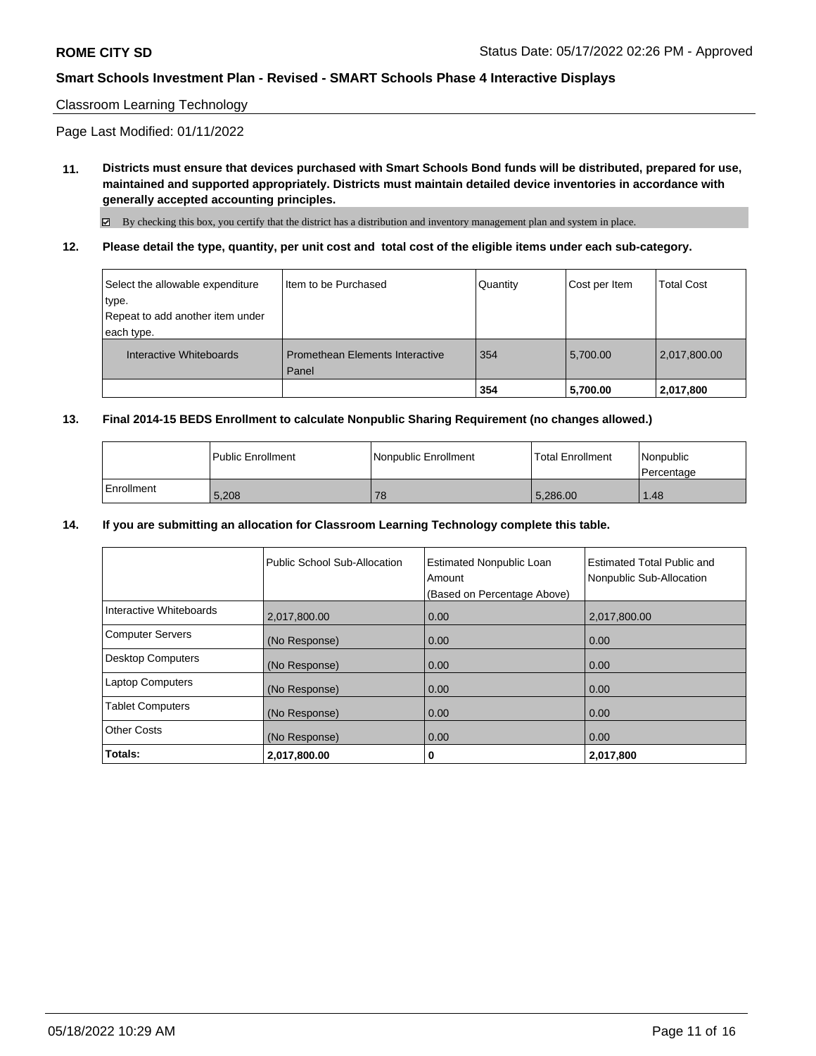Classroom Learning Technology

Page Last Modified: 01/11/2022

**11. Districts must ensure that devices purchased with Smart Schools Bond funds will be distributed, prepared for use, maintained and supported appropriately. Districts must maintain detailed device inventories in accordance with generally accepted accounting principles.**

☑ By checking this box, you certify that the district has a distribution and inventory management plan and system in place.

**12. Please detail the type, quantity, per unit cost and total cost of the eligible items under each sub-category.**

| Select the allowable expenditure type. Repeat to add another item under each type. | Item to be Purchased | Quantity | Cost per Item | Total Cost |
|---|---|---|---|---|
| Interactive Whiteboards | Promethean Elements Interactive Panel | 354 | 5,700.00 | 2,017,800.00 |
| | | **354** | **5,700.00** | **2,017,800** |

**13. Final 2014-15 BEDS Enrollment to calculate Nonpublic Sharing Requirement (no changes allowed.)**

| | Public Enrollment | Nonpublic Enrollment | Total Enrollment | Nonpublic Percentage |
|---|---|---|---|---|
| Enrollment | 5,208 | 78 | 5,286.00 | 1.48 |

**14. If you are submitting an allocation for Classroom Learning Technology complete this table.**

| | Public School Sub-Allocation | Estimated Nonpublic Loan Amount (Based on Percentage Above) | Estimated Total Public and Nonpublic Sub-Allocation |
|---|---|---|---|
| Interactive Whiteboards | 2,017,800.00 | 0.00 | 2,017,800.00 |
| Computer Servers | (No Response) | 0.00 | 0.00 |
| Desktop Computers | (No Response) | 0.00 | 0.00 |
| Laptop Computers | (No Response) | 0.00 | 0.00 |
| Tablet Computers | (No Response) | 0.00 | 0.00 |
| Other Costs | (No Response) | 0.00 | 0.00 |
| **Totals:** | **2,017,800.00** | **0** | **2,017,800** |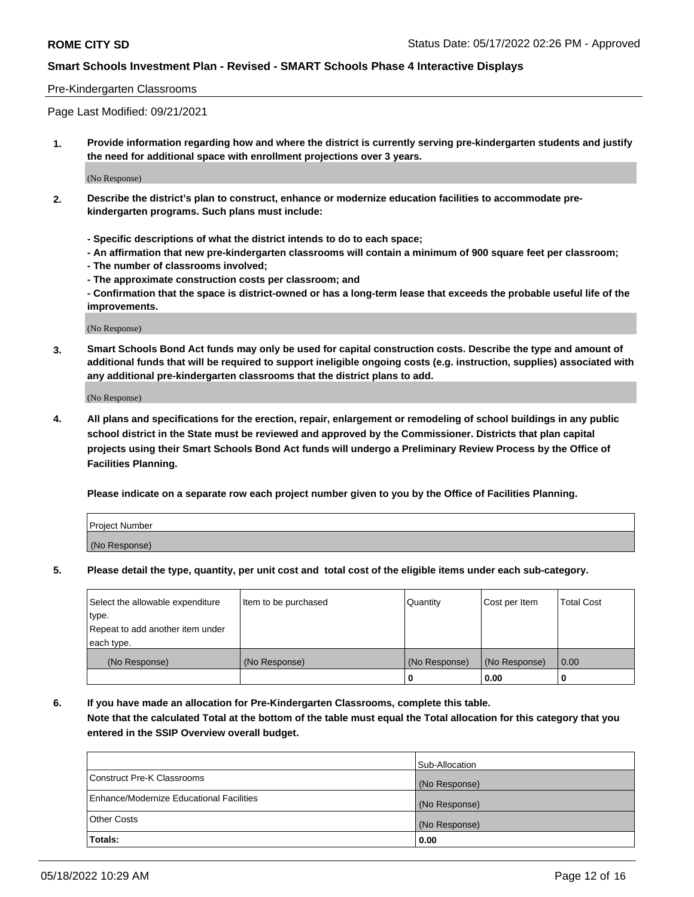Pre-Kindergarten Classrooms

Page Last Modified: 09/21/2021

**1. Provide information regarding how and where the district is currently serving pre-kindergarten students and justify the need for additional space with enrollment projections over 3 years.**

(No Response)

**2. Describe the district's plan to construct, enhance or modernize education facilities to accommodate pre-kindergarten programs. Such plans must include:**

**- Specific descriptions of what the district intends to do to each space;**
**- An affirmation that new pre-kindergarten classrooms will contain a minimum of 900 square feet per classroom;**
**- The number of classrooms involved;**
**- The approximate construction costs per classroom; and**
**- Confirmation that the space is district-owned or has a long-term lease that exceeds the probable useful life of the improvements.**

(No Response)

**3. Smart Schools Bond Act funds may only be used for capital construction costs. Describe the type and amount of additional funds that will be required to support ineligible ongoing costs (e.g. instruction, supplies) associated with any additional pre-kindergarten classrooms that the district plans to add.**

(No Response)

**4. All plans and specifications for the erection, repair, enlargement or remodeling of school buildings in any public school district in the State must be reviewed and approved by the Commissioner. Districts that plan capital projects using their Smart Schools Bond Act funds will undergo a Preliminary Review Process by the Office of Facilities Planning.**

**Please indicate on a separate row each project number given to you by the Office of Facilities Planning.**

| Project Number |
| --- |
| (No Response) |

**5. Please detail the type, quantity, per unit cost and total cost of the eligible items under each sub-category.**

| Select the allowable expenditure type. Repeat to add another item under each type. | Item to be purchased | Quantity | Cost per Item | Total Cost |
| --- | --- | --- | --- | --- |
| (No Response) | (No Response) | (No Response) | (No Response) | 0.00 |
| | | 0 | 0.00 | 0 |

**6. If you have made an allocation for Pre-Kindergarten Classrooms, complete this table. Note that the calculated Total at the bottom of the table must equal the Total allocation for this category that you entered in the SSIP Overview overall budget.**

| | Sub-Allocation |
| --- | --- |
| Construct Pre-K Classrooms | (No Response) |
| Enhance/Modernize Educational Facilities | (No Response) |
| Other Costs | (No Response) |
| **Totals:** | **0.00** |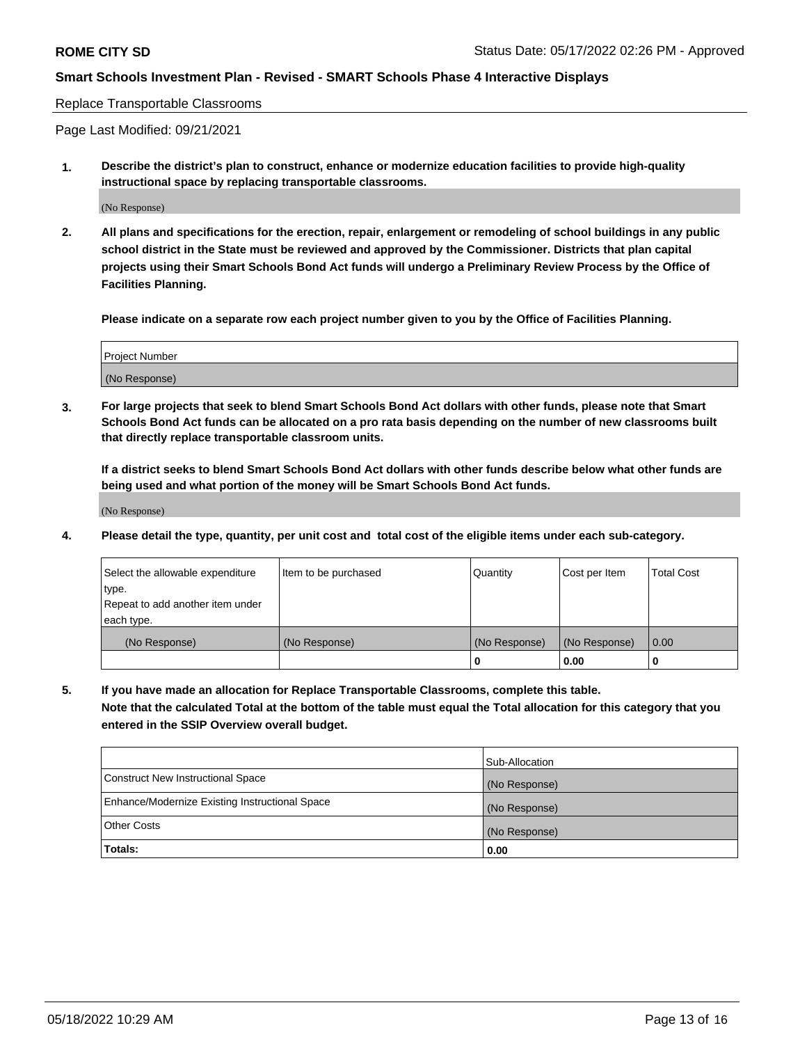**ROME CITY SD** Status Date: 05/17/2022 02:26 PM - Approved

**Smart Schools Investment Plan - Revised - SMART Schools Phase 4 Interactive Displays**

Replace Transportable Classrooms

Page Last Modified: 09/21/2021

**1. Describe the district's plan to construct, enhance or modernize education facilities to provide high-quality instructional space by replacing transportable classrooms.**

(No Response)

**2. All plans and specifications for the erection, repair, enlargement or remodeling of school buildings in any public school district in the State must be reviewed and approved by the Commissioner. Districts that plan capital projects using their Smart Schools Bond Act funds will undergo a Preliminary Review Process by the Office of Facilities Planning.**

**Please indicate on a separate row each project number given to you by the Office of Facilities Planning.**

| Project Number |
| --- |
| (No Response) |

**3. For large projects that seek to blend Smart Schools Bond Act dollars with other funds, please note that Smart Schools Bond Act funds can be allocated on a pro rata basis depending on the number of new classrooms built that directly replace transportable classroom units.**

**If a district seeks to blend Smart Schools Bond Act dollars with other funds describe below what other funds are being used and what portion of the money will be Smart Schools Bond Act funds.**

(No Response)

**4. Please detail the type, quantity, per unit cost and total cost of the eligible items under each sub-category.**

| Select the allowable expenditure type. Repeat to add another item under each type. | Item to be purchased | Quantity | Cost per Item | Total Cost |
| --- | --- | --- | --- | --- |
| (No Response) | (No Response) | (No Response) | (No Response) | 0.00 |
| | | **0** | **0.00** | **0** |

**5. If you have made an allocation for Replace Transportable Classrooms, complete this table. Note that the calculated Total at the bottom of the table must equal the Total allocation for this category that you entered in the SSIP Overview overall budget.**

| | Sub-Allocation |
| --- | --- |
| Construct New Instructional Space | (No Response) |
| Enhance/Modernize Existing Instructional Space | (No Response) |
| Other Costs | (No Response) |
| **Totals:** | **0.00** |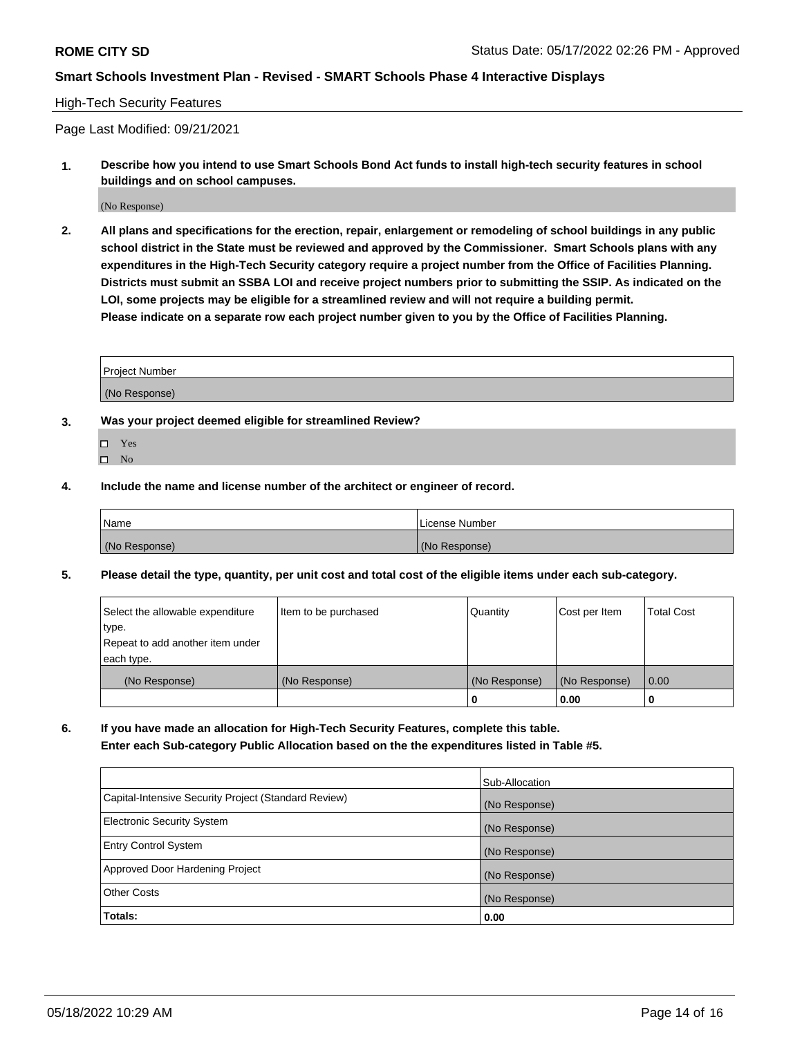High-Tech Security Features

Page Last Modified: 09/21/2021

**1. Describe how you intend to use Smart Schools Bond Act funds to install high-tech security features in school buildings and on school campuses.**

(No Response)

**2. All plans and specifications for the erection, repair, enlargement or remodeling of school buildings in any public school district in the State must be reviewed and approved by the Commissioner. Smart Schools plans with any expenditures in the High-Tech Security category require a project number from the Office of Facilities Planning. Districts must submit an SSBA LOI and receive project numbers prior to submitting the SSIP. As indicated on the LOI, some projects may be eligible for a streamlined review and will not require a building permit.**
**Please indicate on a separate row each project number given to you by the Office of Facilities Planning.**

| Project Number |
|---|
| (No Response) |

**3. Was your project deemed eligible for streamlined Review?**

- ☐ Yes
- ☐ No

**4. Include the name and license number of the architect or engineer of record.**

| Name | License Number |
|---|---|
| (No Response) | (No Response) |

**5. Please detail the type, quantity, per unit cost and total cost of the eligible items under each sub-category.**

| Select the allowable expenditure type. Repeat to add another item under each type. | Item to be purchased | Quantity | Cost per Item | Total Cost |
|---|---|---|---|---|
| (No Response) | (No Response) | (No Response) | (No Response) | 0.00 |
| | | 0 | 0.00 | 0 |

**6. If you have made an allocation for High-Tech Security Features, complete this table.**
**Enter each Sub-category Public Allocation based on the the expenditures listed in Table #5.**

| | Sub-Allocation |
|---|---|
| Capital-Intensive Security Project (Standard Review) | (No Response) |
| Electronic Security System | (No Response) |
| Entry Control System | (No Response) |
| Approved Door Hardening Project | (No Response) |
| Other Costs | (No Response) |
| **Totals:** | **0.00** |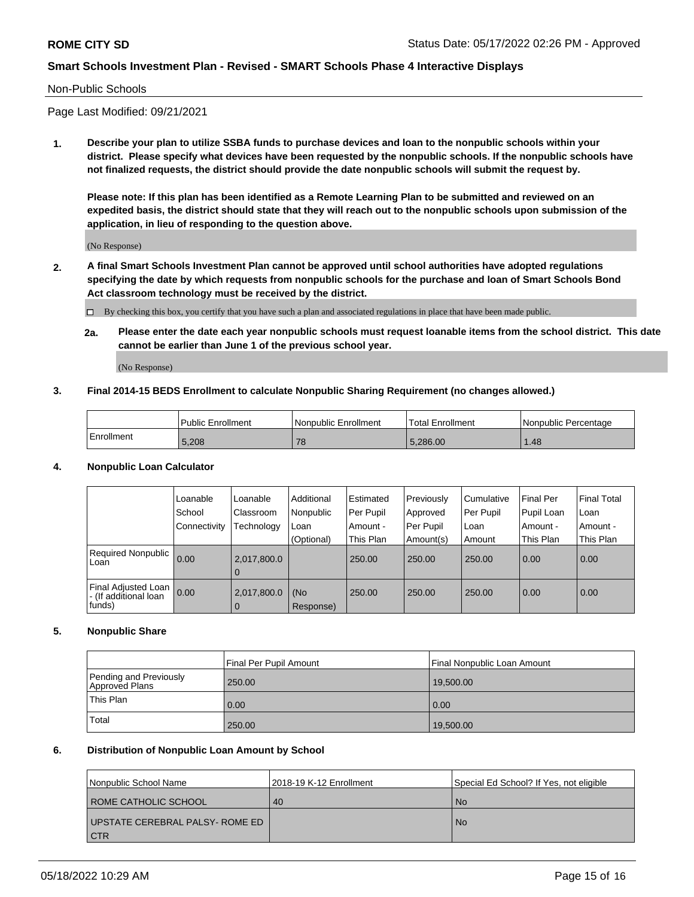## Non-Public Schools

Page Last Modified: 09/21/2021

**1. Describe your plan to utilize SSBA funds to purchase devices and loan to the nonpublic schools within your district. Please specify what devices have been requested by the nonpublic schools. If the nonpublic schools have not finalized requests, the district should provide the date nonpublic schools will submit the request by.**

**Please note: If this plan has been identified as a Remote Learning Plan to be submitted and reviewed on an expedited basis, the district should state that they will reach out to the nonpublic schools upon submission of the application, in lieu of responding to the question above.**

(No Response)

**2. A final Smart Schools Investment Plan cannot be approved until school authorities have adopted regulations specifying the date by which requests from nonpublic schools for the purchase and loan of Smart Schools Bond Act classroom technology must be received by the district.**

☐ By checking this box, you certify that you have such a plan and associated regulations in place that have been made public.

**2a. Please enter the date each year nonpublic schools must request loanable items from the school district. This date cannot be earlier than June 1 of the previous school year.**

(No Response)

**3. Final 2014-15 BEDS Enrollment to calculate Nonpublic Sharing Requirement (no changes allowed.)**

| | Public Enrollment | Nonpublic Enrollment | Total Enrollment | Nonpublic Percentage |
|---|---|---|---|---|
| Enrollment | 5,208 | 78 | 5,286.00 | 1.48 |

**4. Nonpublic Loan Calculator**

| | Loanable School Connectivity | Loanable Classroom Technology | Additional Nonpublic Loan (Optional) | Estimated Per Pupil Amount - This Plan | Previously Approved Per Pupil Amount(s) | Cumulative Per Pupil Loan Amount | Final Per Pupil Loan Amount - This Plan | Final Total Loan Amount - This Plan |
|---|---|---|---|---|---|---|---|---|
| Required Nonpublic Loan | 0.00 | 2,017,800.00 | | 250.00 | 250.00 | 250.00 | 0.00 | 0.00 |
| Final Adjusted Loan - (If additional loan funds) | 0.00 | 2,017,800.00 | (No Response) | 250.00 | 250.00 | 250.00 | 0.00 | 0.00 |

**5. Nonpublic Share**

| | Final Per Pupil Amount | Final Nonpublic Loan Amount |
|---|---|---|
| Pending and Previously Approved Plans | 250.00 | 19,500.00 |
| This Plan | 0.00 | 0.00 |
| Total | 250.00 | 19,500.00 |

**6. Distribution of Nonpublic Loan Amount by School**

| Nonpublic School Name | 2018-19 K-12 Enrollment | Special Ed School? If Yes, not eligible |
|---|---|---|
| ROME CATHOLIC SCHOOL | 40 | No |
| UPSTATE CEREBRAL PALSY- ROME ED CTR | | No |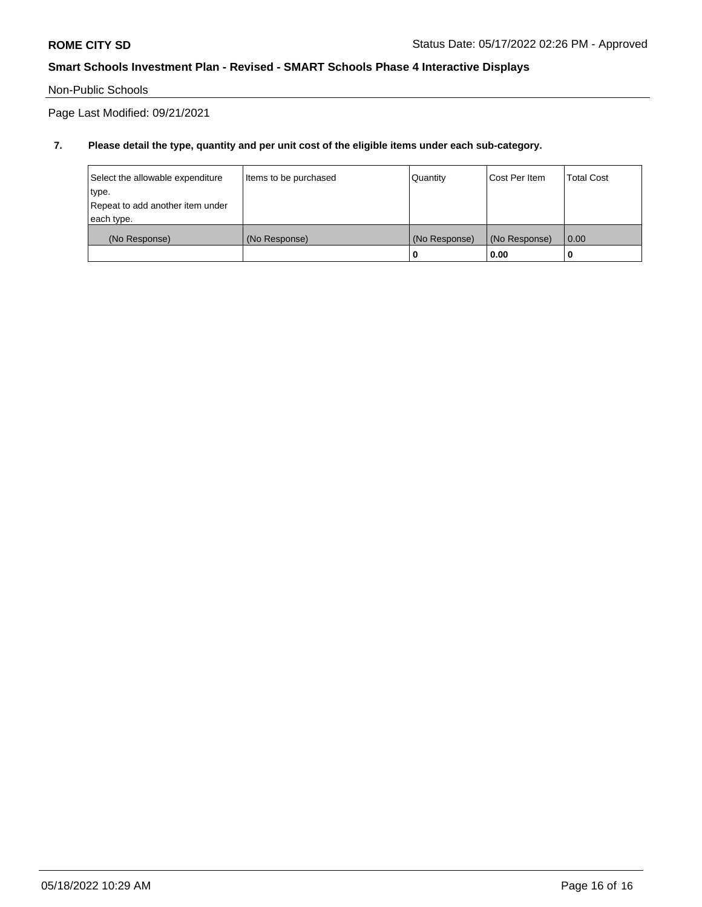Non-Public Schools

Page Last Modified: 09/21/2021

**7. Please detail the type, quantity and per unit cost of the eligible items under each sub-category.**

| Select the allowable expenditure type. Repeat to add another item under each type. | Items to be purchased | Quantity | Cost Per Item | Total Cost |
|---|---|---|---|---|
| (No Response) | (No Response) | (No Response) | (No Response) | 0.00 |
| | | **0** | **0.00** | **0** |